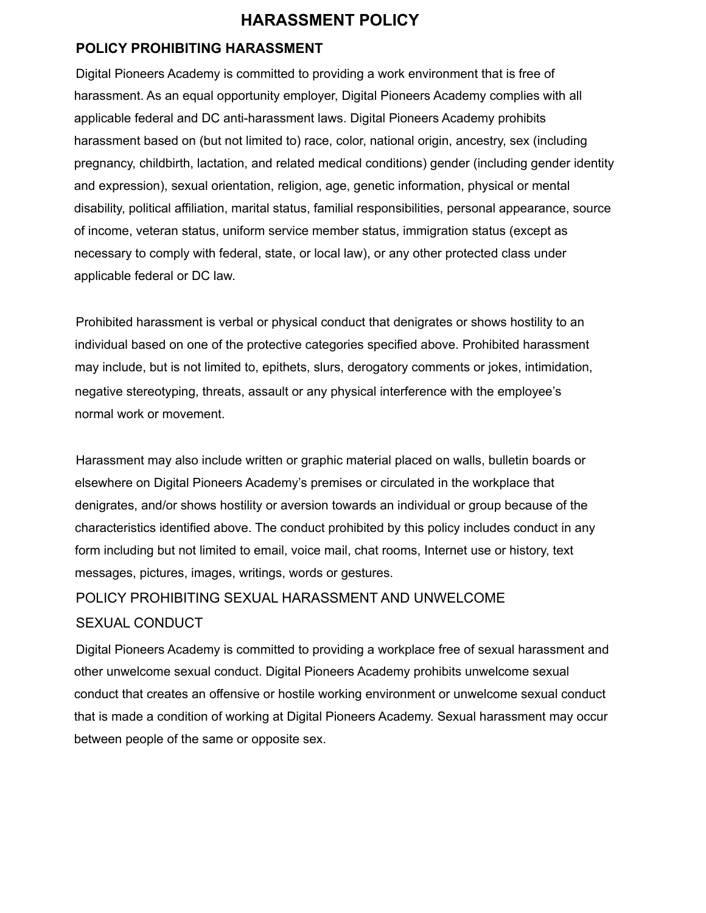# HARASSMENT POLICY

## POLICY PROHIBITING HARASSMENT

Digital Pioneers Academy is committed to providing a work environment that is free of harassment. As an equal opportunity employer, Digital Pioneers Academy complies with all applicable federal and DC anti-harassment laws. Digital Pioneers Academy prohibits harassment based on (but not limited to) race, color, national origin, ancestry, sex (including pregnancy, childbirth, lactation, and related medical conditions) gender (including gender identity and expression), sexual orientation, religion, age, genetic information, physical or mental disability, political affiliation, marital status, familial responsibilities, personal appearance, source of income, veteran status, uniform service member status, immigration status (except as necessary to comply with federal, state, or local law), or any other protected class under applicable federal or DC law.

Prohibited harassment is verbal or physical conduct that denigrates or shows hostility to an individual based on one of the protective categories specified above. Prohibited harassment may include, but is not limited to, epithets, slurs, derogatory comments or jokes, intimidation, negative stereotyping, threats, assault or any physical interference with the employee's normal work or movement.

Harassment may also include written or graphic material placed on walls, bulletin boards or elsewhere on Digital Pioneers Academy's premises or circulated in the workplace that denigrates, and/or shows hostility or aversion towards an individual or group because of the characteristics identified above. The conduct prohibited by this policy includes conduct in any form including but not limited to email, voice mail, chat rooms, Internet use or history, text messages, pictures, images, writings, words or gestures.

## POLICY PROHIBITING SEXUAL HARASSMENT AND UNWELCOME SEXUAL CONDUCT

Digital Pioneers Academy is committed to providing a workplace free of sexual harassment and other unwelcome sexual conduct. Digital Pioneers Academy prohibits unwelcome sexual conduct that creates an offensive or hostile working environment or unwelcome sexual conduct that is made a condition of working at Digital Pioneers Academy. Sexual harassment may occur between people of the same or opposite sex.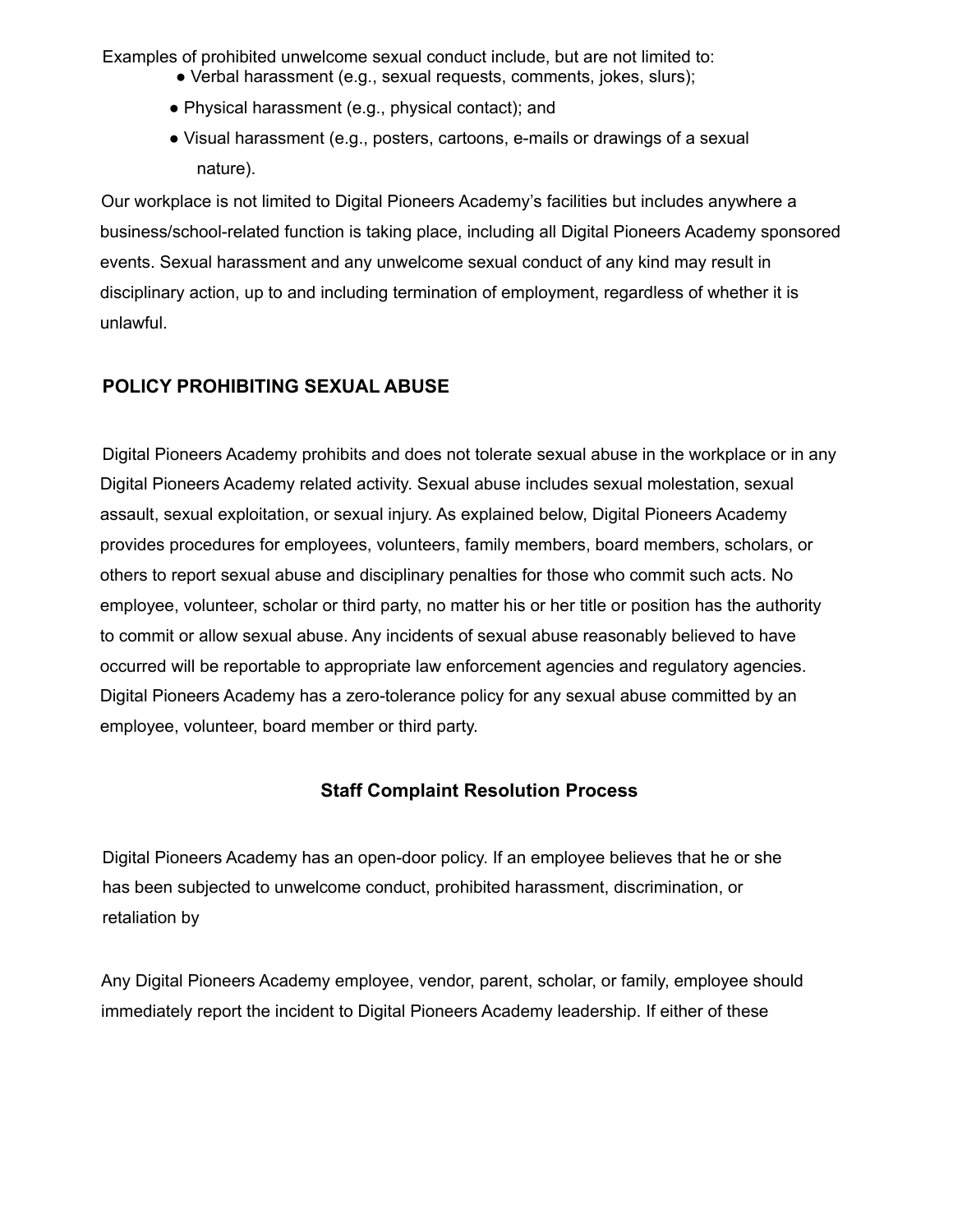Examples of prohibited unwelcome sexual conduct include, but are not limited to:

- Verbal harassment (e.g., sexual requests, comments, jokes, slurs);
- Physical harassment (e.g., physical contact); and
- Visual harassment (e.g., posters, cartoons, e-mails or drawings of a sexual nature).

Our workplace is not limited to Digital Pioneers Academy's facilities but includes anywhere a business/school-related function is taking place, including all Digital Pioneers Academy sponsored events. Sexual harassment and any unwelcome sexual conduct of any kind may result in disciplinary action, up to and including termination of employment, regardless of whether it is unlawful.

## POLICY PROHIBITING SEXUAL ABUSE

Digital Pioneers Academy prohibits and does not tolerate sexual abuse in the workplace or in any Digital Pioneers Academy related activity. Sexual abuse includes sexual molestation, sexual assault, sexual exploitation, or sexual injury. As explained below, Digital Pioneers Academy provides procedures for employees, volunteers, family members, board members, scholars, or others to report sexual abuse and disciplinary penalties for those who commit such acts. No employee, volunteer, scholar or third party, no matter his or her title or position has the authority to commit or allow sexual abuse. Any incidents of sexual abuse reasonably believed to have occurred will be reportable to appropriate law enforcement agencies and regulatory agencies. Digital Pioneers Academy has a zero-tolerance policy for any sexual abuse committed by an employee, volunteer, board member or third party.

### Staff Complaint Resolution Process

Digital Pioneers Academy has an open-door policy. If an employee believes that he or she has been subjected to unwelcome conduct, prohibited harassment, discrimination, or retaliation by

Any Digital Pioneers Academy employee, vendor, parent, scholar, or family, employee should immediately report the incident to Digital Pioneers Academy leadership. If either of these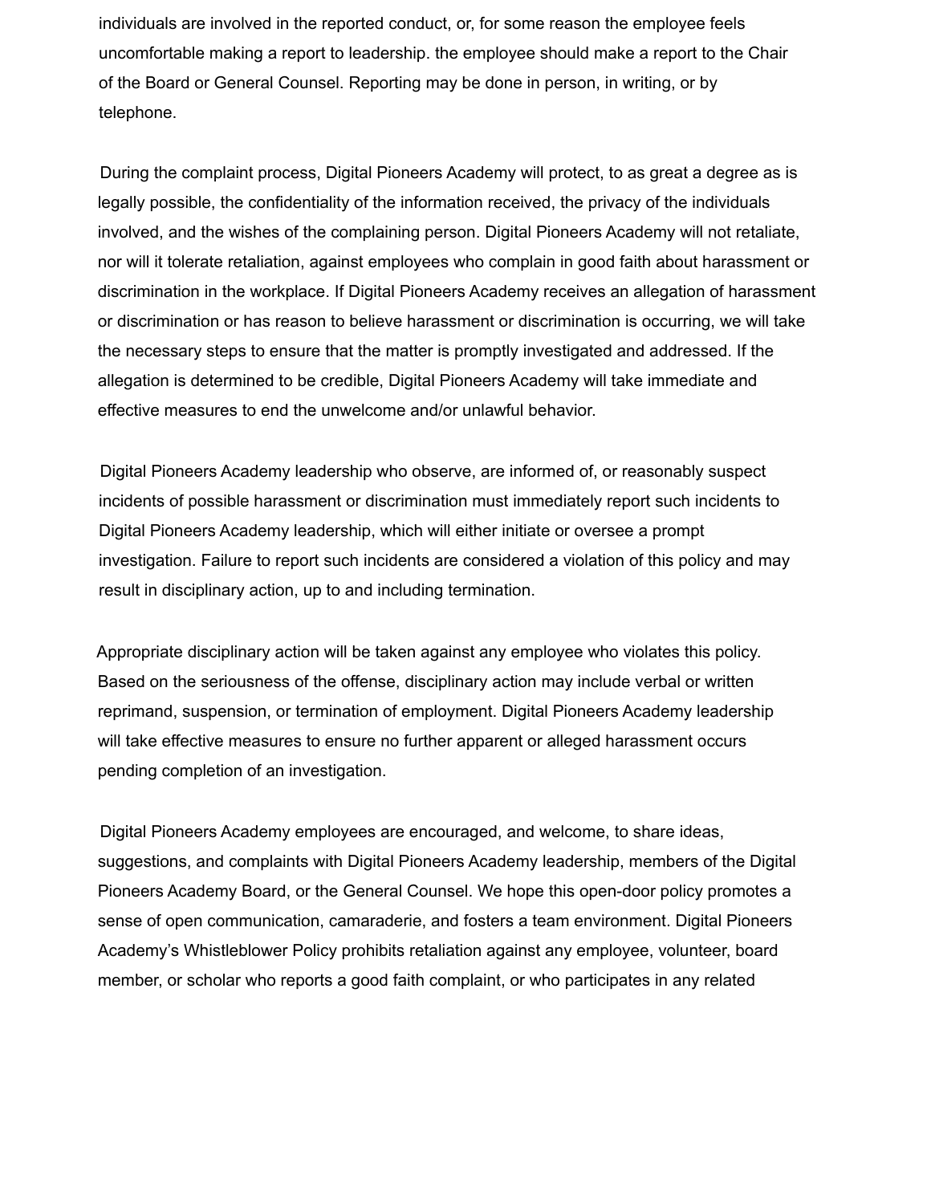individuals are involved in the reported conduct, or, for some reason the employee feels uncomfortable making a report to leadership. the employee should make a report to the Chair of the Board or General Counsel. Reporting may be done in person, in writing, or by telephone.

During the complaint process, Digital Pioneers Academy will protect, to as great a degree as is legally possible, the confidentiality of the information received, the privacy of the individuals involved, and the wishes of the complaining person. Digital Pioneers Academy will not retaliate, nor will it tolerate retaliation, against employees who complain in good faith about harassment or discrimination in the workplace. If Digital Pioneers Academy receives an allegation of harassment or discrimination or has reason to believe harassment or discrimination is occurring, we will take the necessary steps to ensure that the matter is promptly investigated and addressed. If the allegation is determined to be credible, Digital Pioneers Academy will take immediate and effective measures to end the unwelcome and/or unlawful behavior.

Digital Pioneers Academy leadership who observe, are informed of, or reasonably suspect incidents of possible harassment or discrimination must immediately report such incidents to Digital Pioneers Academy leadership, which will either initiate or oversee a prompt investigation. Failure to report such incidents are considered a violation of this policy and may result in disciplinary action, up to and including termination.

Appropriate disciplinary action will be taken against any employee who violates this policy. Based on the seriousness of the offense, disciplinary action may include verbal or written reprimand, suspension, or termination of employment. Digital Pioneers Academy leadership will take effective measures to ensure no further apparent or alleged harassment occurs pending completion of an investigation.

Digital Pioneers Academy employees are encouraged, and welcome, to share ideas, suggestions, and complaints with Digital Pioneers Academy leadership, members of the Digital Pioneers Academy Board, or the General Counsel. We hope this open-door policy promotes a sense of open communication, camaraderie, and fosters a team environment. Digital Pioneers Academy's Whistleblower Policy prohibits retaliation against any employee, volunteer, board member, or scholar who reports a good faith complaint, or who participates in any related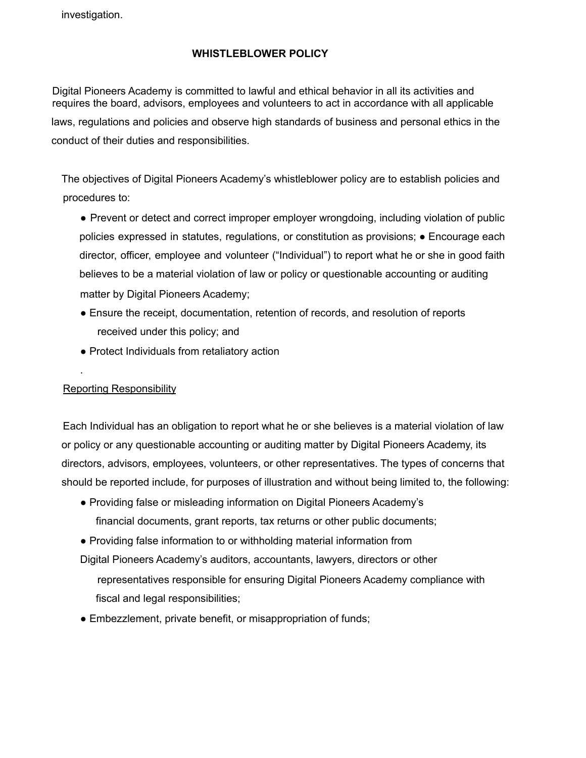investigation.

## WHISTLEBLOWER POLICY

Digital Pioneers Academy is committed to lawful and ethical behavior in all its activities and requires the board, advisors, employees and volunteers to act in accordance with all applicable laws, regulations and policies and observe high standards of business and personal ethics in the conduct of their duties and responsibilities.

The objectives of Digital Pioneers Academy's whistleblower policy are to establish policies and procedures to:

- Prevent or detect and correct improper employer wrongdoing, including violation of public policies expressed in statutes, regulations, or constitution as provisions;
- Encourage each director, officer, employee and volunteer ("Individual") to report what he or she in good faith believes to be a material violation of law or policy or questionable accounting or auditing matter by Digital Pioneers Academy;
- Ensure the receipt, documentation, retention of records, and resolution of reports received under this policy; and
- Protect Individuals from retaliatory action

.

<u>Reporting Responsibility</u>

Each Individual has an obligation to report what he or she believes is a material violation of law or policy or any questionable accounting or auditing matter by Digital Pioneers Academy, its directors, advisors, employees, volunteers, or other representatives. The types of concerns that should be reported include, for purposes of illustration and without being limited to, the following:

- Providing false or misleading information on Digital Pioneers Academy's financial documents, grant reports, tax returns or other public documents;
- Providing false information to or withholding material information from Digital Pioneers Academy's auditors, accountants, lawyers, directors or other representatives responsible for ensuring Digital Pioneers Academy compliance with fiscal and legal responsibilities;
- Embezzlement, private benefit, or misappropriation of funds;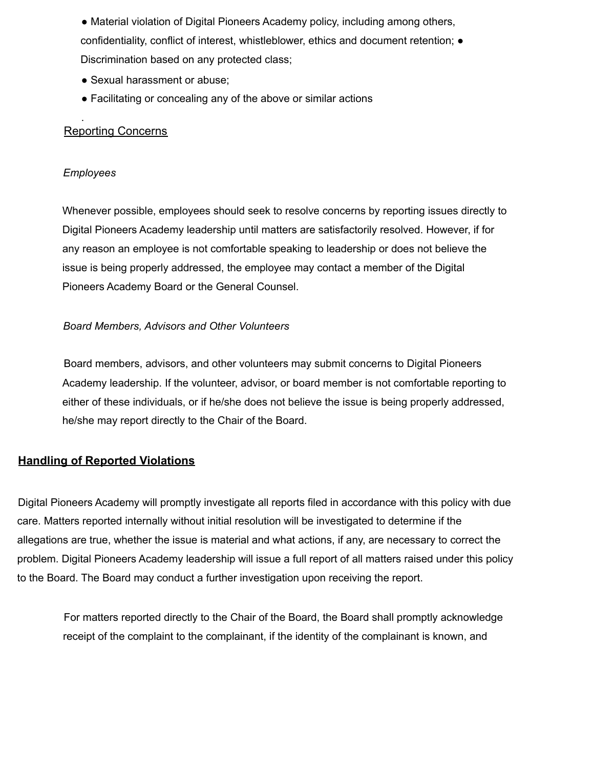- Material violation of Digital Pioneers Academy policy, including among others, confidentiality, conflict of interest, whistleblower, ethics and document retention;
- Discrimination based on any protected class;
- Sexual harassment or abuse;
- Facilitating or concealing any of the above or similar actions

.

Reporting Concerns

*Employees*

Whenever possible, employees should seek to resolve concerns by reporting issues directly to Digital Pioneers Academy leadership until matters are satisfactorily resolved. However, if for any reason an employee is not comfortable speaking to leadership or does not believe the issue is being properly addressed, the employee may contact a member of the Digital Pioneers Academy Board or the General Counsel.

*Board Members, Advisors and Other Volunteers*

Board members, advisors, and other volunteers may submit concerns to Digital Pioneers Academy leadership. If the volunteer, advisor, or board member is not comfortable reporting to either of these individuals, or if he/she does not believe the issue is being properly addressed, he/she may report directly to the Chair of the Board.

## **Handling of Reported Violations**

Digital Pioneers Academy will promptly investigate all reports filed in accordance with this policy with due care. Matters reported internally without initial resolution will be investigated to determine if the allegations are true, whether the issue is material and what actions, if any, are necessary to correct the problem. Digital Pioneers Academy leadership will issue a full report of all matters raised under this policy to the Board. The Board may conduct a further investigation upon receiving the report.

For matters reported directly to the Chair of the Board, the Board shall promptly acknowledge receipt of the complaint to the complainant, if the identity of the complainant is known, and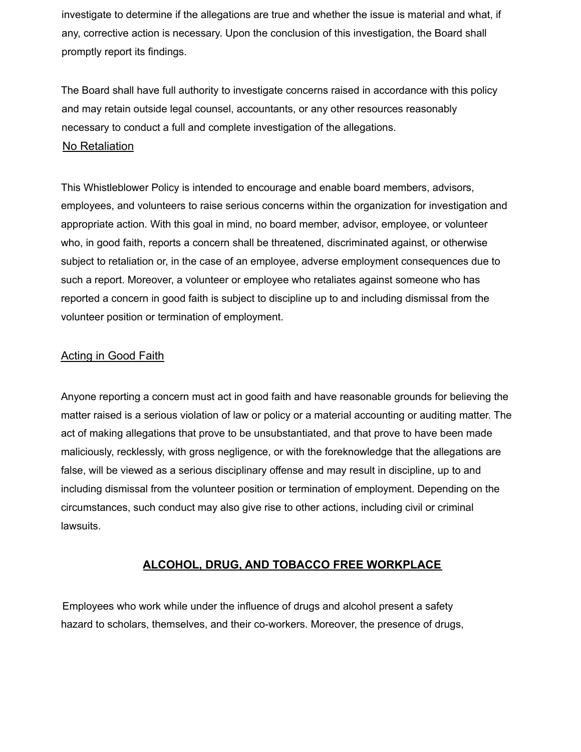investigate to determine if the allegations are true and whether the issue is material and what, if any, corrective action is necessary. Upon the conclusion of this investigation, the Board shall promptly report its findings.

The Board shall have full authority to investigate concerns raised in accordance with this policy and may retain outside legal counsel, accountants, or any other resources reasonably necessary to conduct a full and complete investigation of the allegations.

<u>No Retaliation</u>

This Whistleblower Policy is intended to encourage and enable board members, advisors, employees, and volunteers to raise serious concerns within the organization for investigation and appropriate action. With this goal in mind, no board member, advisor, employee, or volunteer who, in good faith, reports a concern shall be threatened, discriminated against, or otherwise subject to retaliation or, in the case of an employee, adverse employment consequences due to such a report. Moreover, a volunteer or employee who retaliates against someone who has reported a concern in good faith is subject to discipline up to and including dismissal from the volunteer position or termination of employment.

<u>Acting in Good Faith</u>

Anyone reporting a concern must act in good faith and have reasonable grounds for believing the matter raised is a serious violation of law or policy or a material accounting or auditing matter. The act of making allegations that prove to be unsubstantiated, and that prove to have been made maliciously, recklessly, with gross negligence, or with the foreknowledge that the allegations are false, will be viewed as a serious disciplinary offense and may result in discipline, up to and including dismissal from the volunteer position or termination of employment. Depending on the circumstances, such conduct may also give rise to other actions, including civil or criminal lawsuits.

## ALCOHOL, DRUG, AND TOBACCO FREE WORKPLACE

Employees who work while under the influence of drugs and alcohol present a safety hazard to scholars, themselves, and their co-workers. Moreover, the presence of drugs,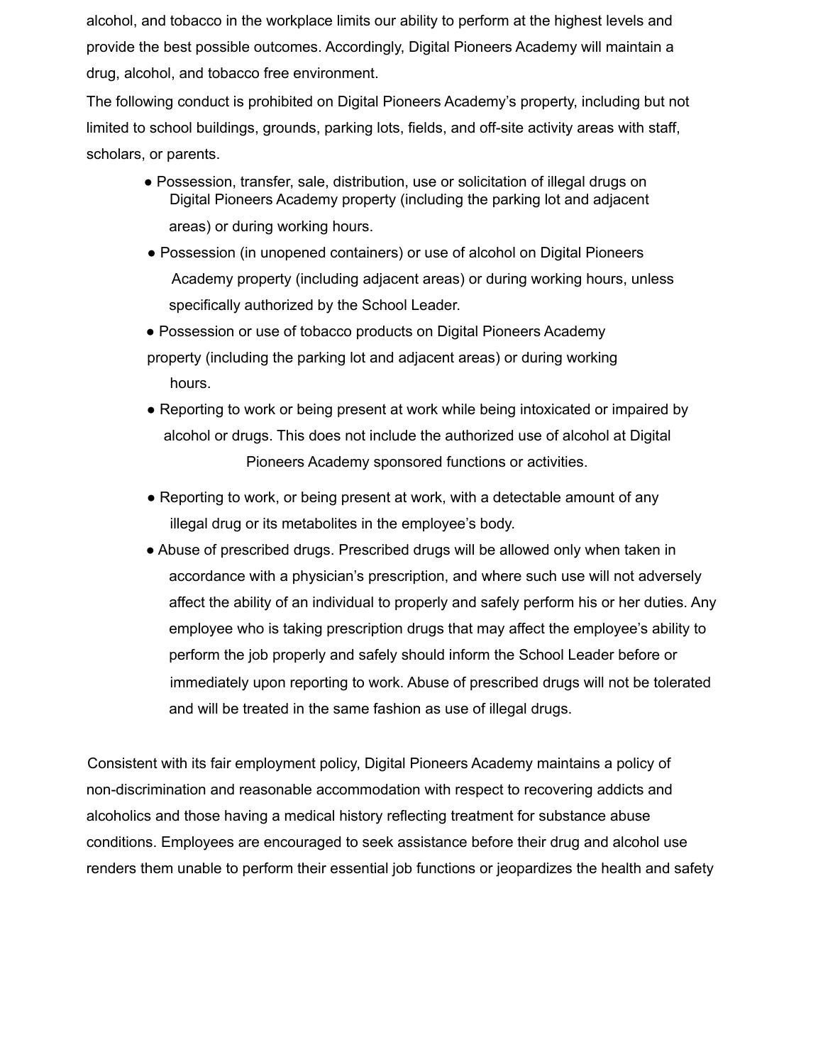alcohol, and tobacco in the workplace limits our ability to perform at the highest levels and provide the best possible outcomes. Accordingly, Digital Pioneers Academy will maintain a drug, alcohol, and tobacco free environment.

The following conduct is prohibited on Digital Pioneers Academy's property, including but not limited to school buildings, grounds, parking lots, fields, and off-site activity areas with staff, scholars, or parents.

- Possession, transfer, sale, distribution, use or solicitation of illegal drugs on Digital Pioneers Academy property (including the parking lot and adjacent areas) or during working hours.
- Possession (in unopened containers) or use of alcohol on Digital Pioneers Academy property (including adjacent areas) or during working hours, unless specifically authorized by the School Leader.
- Possession or use of tobacco products on Digital Pioneers Academy property (including the parking lot and adjacent areas) or during working hours.
- Reporting to work or being present at work while being intoxicated or impaired by alcohol or drugs. This does not include the authorized use of alcohol at Digital Pioneers Academy sponsored functions or activities.
- Reporting to work, or being present at work, with a detectable amount of any illegal drug or its metabolites in the employee's body.
- Abuse of prescribed drugs. Prescribed drugs will be allowed only when taken in accordance with a physician's prescription, and where such use will not adversely affect the ability of an individual to properly and safely perform his or her duties. Any employee who is taking prescription drugs that may affect the employee's ability to perform the job properly and safely should inform the School Leader before or immediately upon reporting to work. Abuse of prescribed drugs will not be tolerated and will be treated in the same fashion as use of illegal drugs.

Consistent with its fair employment policy, Digital Pioneers Academy maintains a policy of non-discrimination and reasonable accommodation with respect to recovering addicts and alcoholics and those having a medical history reflecting treatment for substance abuse conditions. Employees are encouraged to seek assistance before their drug and alcohol use renders them unable to perform their essential job functions or jeopardizes the health and safety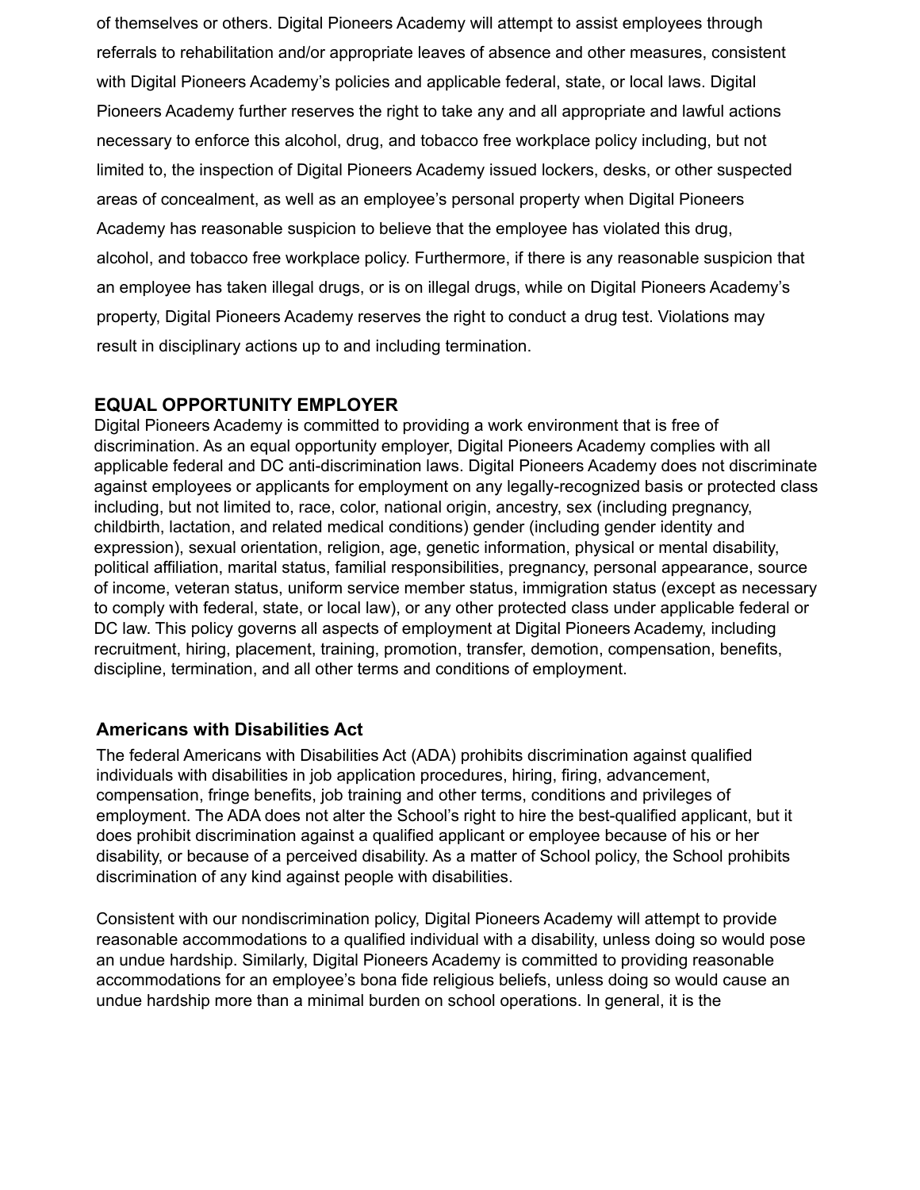of themselves or others. Digital Pioneers Academy will attempt to assist employees through referrals to rehabilitation and/or appropriate leaves of absence and other measures, consistent with Digital Pioneers Academy's policies and applicable federal, state, or local laws. Digital Pioneers Academy further reserves the right to take any and all appropriate and lawful actions necessary to enforce this alcohol, drug, and tobacco free workplace policy including, but not limited to, the inspection of Digital Pioneers Academy issued lockers, desks, or other suspected areas of concealment, as well as an employee's personal property when Digital Pioneers Academy has reasonable suspicion to believe that the employee has violated this drug, alcohol, and tobacco free workplace policy. Furthermore, if there is any reasonable suspicion that an employee has taken illegal drugs, or is on illegal drugs, while on Digital Pioneers Academy's property, Digital Pioneers Academy reserves the right to conduct a drug test. Violations may result in disciplinary actions up to and including termination.

## EQUAL OPPORTUNITY EMPLOYER

Digital Pioneers Academy is committed to providing a work environment that is free of discrimination. As an equal opportunity employer, Digital Pioneers Academy complies with all applicable federal and DC anti-discrimination laws. Digital Pioneers Academy does not discriminate against employees or applicants for employment on any legally-recognized basis or protected class including, but not limited to, race, color, national origin, ancestry, sex (including pregnancy, childbirth, lactation, and related medical conditions) gender (including gender identity and expression), sexual orientation, religion, age, genetic information, physical or mental disability, political affiliation, marital status, familial responsibilities, pregnancy, personal appearance, source of income, veteran status, uniform service member status, immigration status (except as necessary to comply with federal, state, or local law), or any other protected class under applicable federal or DC law. This policy governs all aspects of employment at Digital Pioneers Academy, including recruitment, hiring, placement, training, promotion, transfer, demotion, compensation, benefits, discipline, termination, and all other terms and conditions of employment.

### Americans with Disabilities Act

The federal Americans with Disabilities Act (ADA) prohibits discrimination against qualified individuals with disabilities in job application procedures, hiring, firing, advancement, compensation, fringe benefits, job training and other terms, conditions and privileges of employment. The ADA does not alter the School's right to hire the best-qualified applicant, but it does prohibit discrimination against a qualified applicant or employee because of his or her disability, or because of a perceived disability. As a matter of School policy, the School prohibits discrimination of any kind against people with disabilities.

Consistent with our nondiscrimination policy, Digital Pioneers Academy will attempt to provide reasonable accommodations to a qualified individual with a disability, unless doing so would pose an undue hardship. Similarly, Digital Pioneers Academy is committed to providing reasonable accommodations for an employee's bona fide religious beliefs, unless doing so would cause an undue hardship more than a minimal burden on school operations. In general, it is the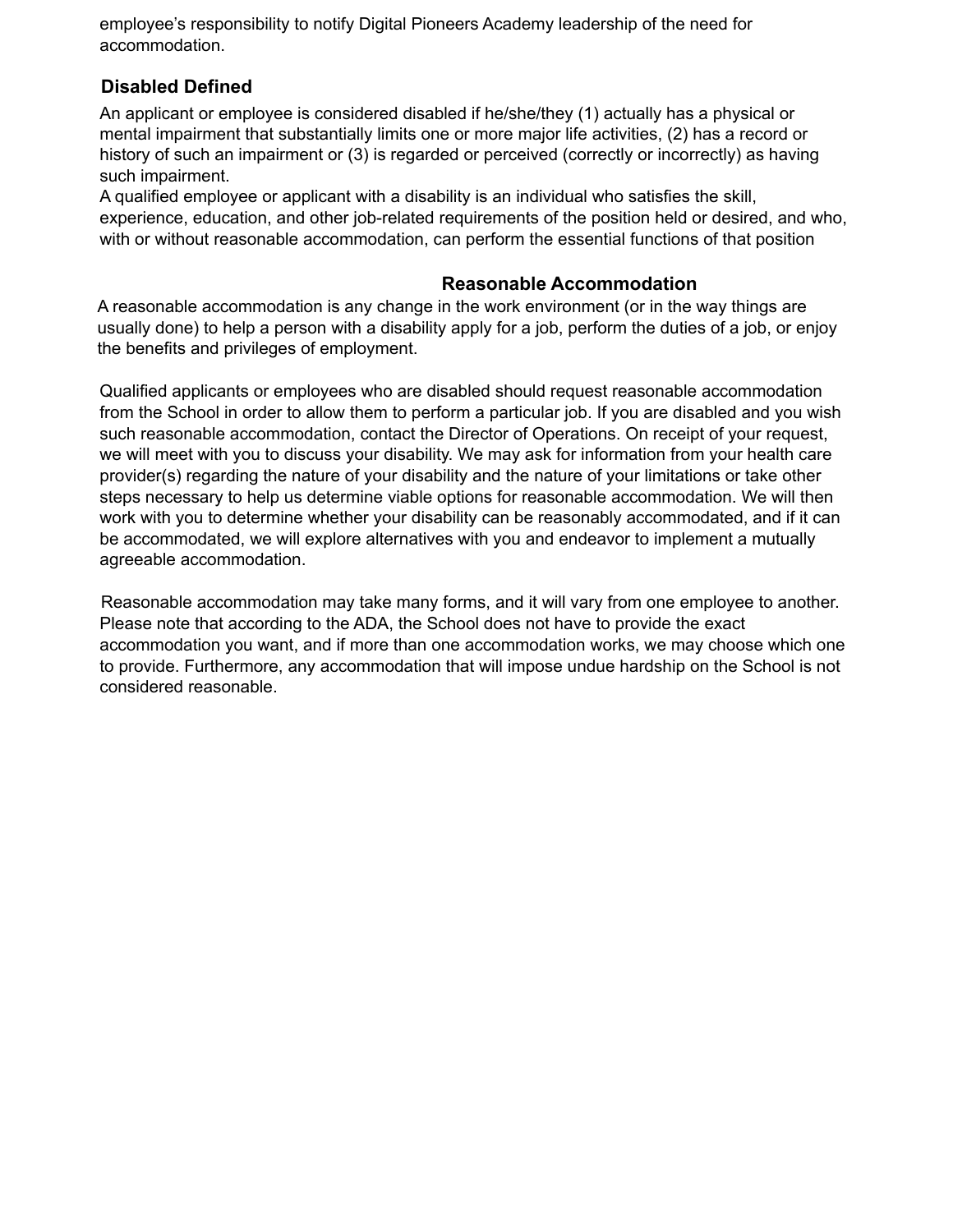employee's responsibility to notify Digital Pioneers Academy leadership of the need for accommodation.

## Disabled Defined

An applicant or employee is considered disabled if he/she/they (1) actually has a physical or mental impairment that substantially limits one or more major life activities, (2) has a record or history of such an impairment or (3) is regarded or perceived (correctly or incorrectly) as having such impairment.

A qualified employee or applicant with a disability is an individual who satisfies the skill, experience, education, and other job-related requirements of the position held or desired, and who, with or without reasonable accommodation, can perform the essential functions of that position

## Reasonable Accommodation

A reasonable accommodation is any change in the work environment (or in the way things are usually done) to help a person with a disability apply for a job, perform the duties of a job, or enjoy the benefits and privileges of employment.

Qualified applicants or employees who are disabled should request reasonable accommodation from the School in order to allow them to perform a particular job. If you are disabled and you wish such reasonable accommodation, contact the Director of Operations. On receipt of your request, we will meet with you to discuss your disability. We may ask for information from your health care provider(s) regarding the nature of your disability and the nature of your limitations or take other steps necessary to help us determine viable options for reasonable accommodation. We will then work with you to determine whether your disability can be reasonably accommodated, and if it can be accommodated, we will explore alternatives with you and endeavor to implement a mutually agreeable accommodation.

Reasonable accommodation may take many forms, and it will vary from one employee to another. Please note that according to the ADA, the School does not have to provide the exact accommodation you want, and if more than one accommodation works, we may choose which one to provide. Furthermore, any accommodation that will impose undue hardship on the School is not considered reasonable.